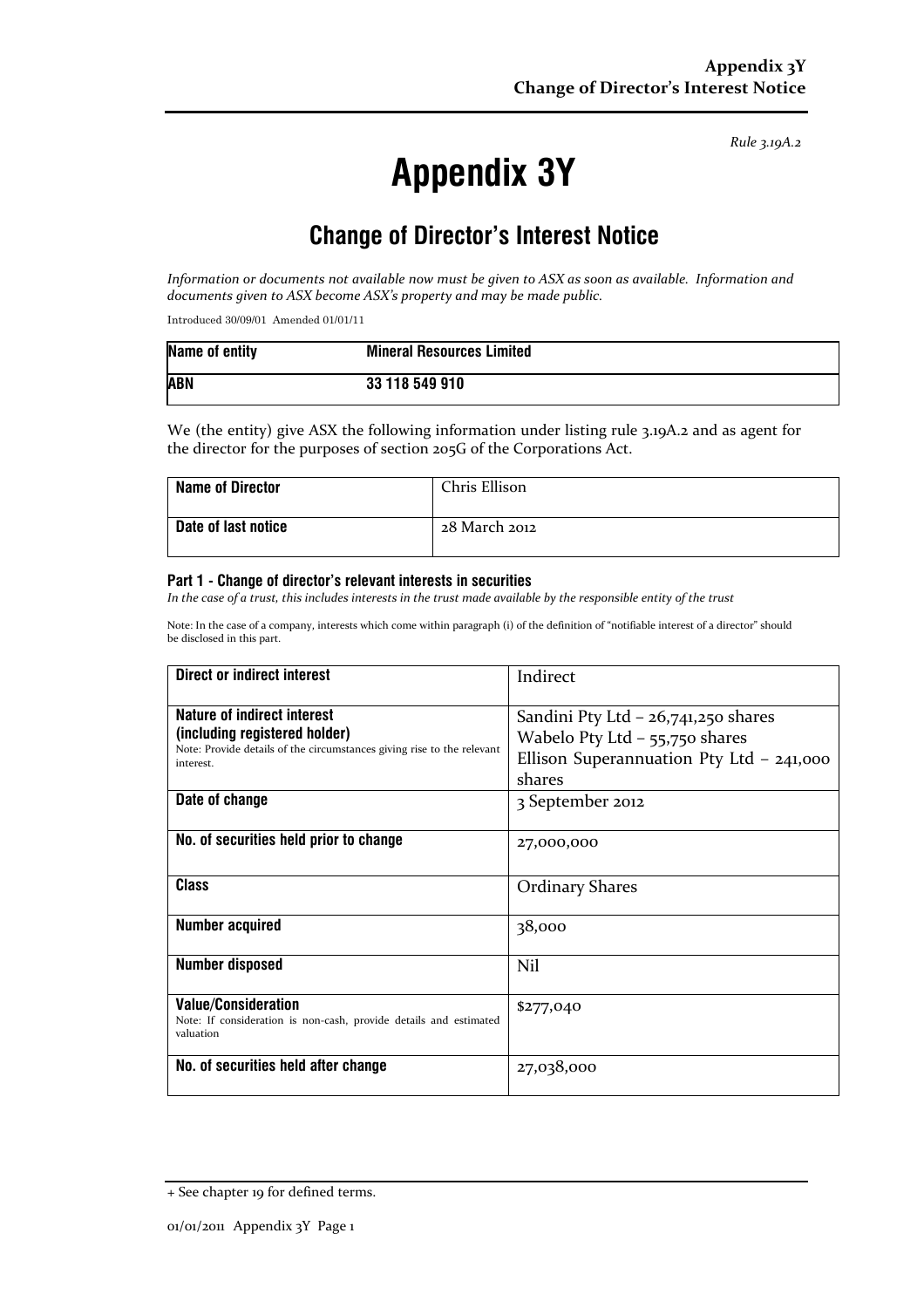*Rule 3.19A.2*

# Appendix 3Y

## Change of Director's Interest Notice

*Information or documents not available now must be given to ASX as soon as available. Information and documents given to ASX become ASX's property and may be made public.*

Introduced 30/09/01 Amended 01/01/11

| Name of entity | Mineral Resources Limited |
|---|---|
| ABN | 33 118 549 910 |

We (the entity) give ASX the following information under listing rule 3.19A.2 and as agent for the director for the purposes of section 205G of the Corporations Act.

| Name of Director | Chris Ellison |
|---|---|
| Date of last notice | 28 March 2012 |

### Part 1 - Change of director's relevant interests in securities

*In the case of a trust, this includes interests in the trust made available by the responsible entity of the trust*

Note: In the case of a company, interests which come within paragraph (i) of the definition of "notifiable interest of a director" should be disclosed in this part.

| Direct or indirect interest | Indirect |
|---|---|
| **Nature of indirect interest (including registered holder)** Note: Provide details of the circumstances giving rise to the relevant interest. | Sandini Pty Ltd – 26,741,250 shares<br>Wabelo Pty Ltd – 55,750 shares<br>Ellison Superannuation Pty Ltd – 241,000 shares |
| **Date of change** | 3 September 2012 |
| **No. of securities held prior to change** | 27,000,000 |
| **Class** | Ordinary Shares |
| **Number acquired** | 38,000 |
| **Number disposed** | Nil |
| **Value/Consideration** Note: If consideration is non-cash, provide details and estimated valuation | $277,040 |
| **No. of securities held after change** | 27,038,000 |

+ See chapter 19 for defined terms.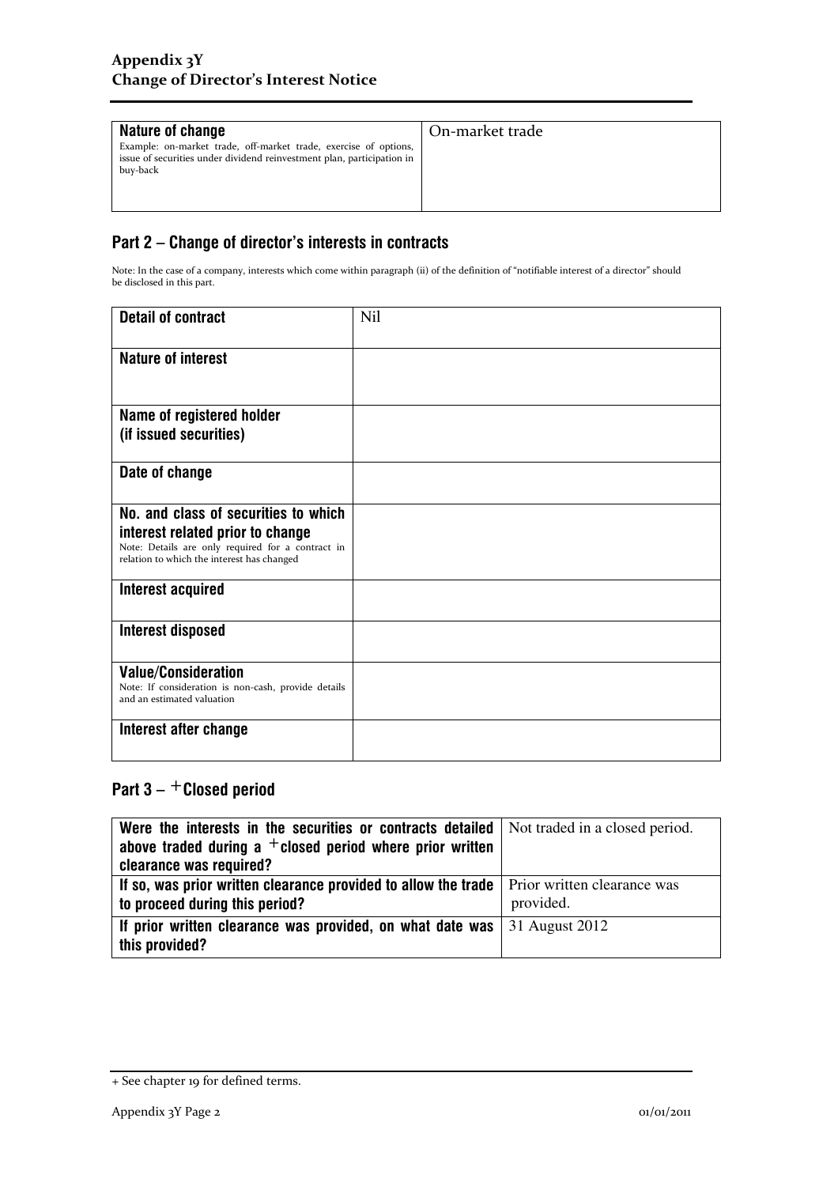| | |
|---|---|
| **Nature of change**<br>Example: on-market trade, off-market trade, exercise of options, issue of securities under dividend reinvestment plan, participation in buy-back | On-market trade |

## Part 2 – Change of director's interests in contracts

Note: In the case of a company, interests which come within paragraph (ii) of the definition of "notifiable interest of a director" should be disclosed in this part.

| | |
|---|---|
| **Detail of contract** | Nil |
| **Nature of interest** | |
| **Name of registered holder (if issued securities)** | |
| **Date of change** | |
| **No. and class of securities to which interest related prior to change**<br>Note: Details are only required for a contract in relation to which the interest has changed | |
| **Interest acquired** | |
| **Interest disposed** | |
| **Value/Consideration**<br>Note: If consideration is non-cash, provide details and an estimated valuation | |
| **Interest after change** | |

## Part 3 – +Closed period

| | |
|---|---|
| **Were the interests in the securities or contracts detailed above traded during a +closed period where prior written clearance was required?** | Not traded in a closed period. |
| **If so, was prior written clearance provided to allow the trade to proceed during this period?** | Prior written clearance was provided. |
| **If prior written clearance was provided, on what date was this provided?** | 31 August 2012 |

+ See chapter 19 for defined terms.